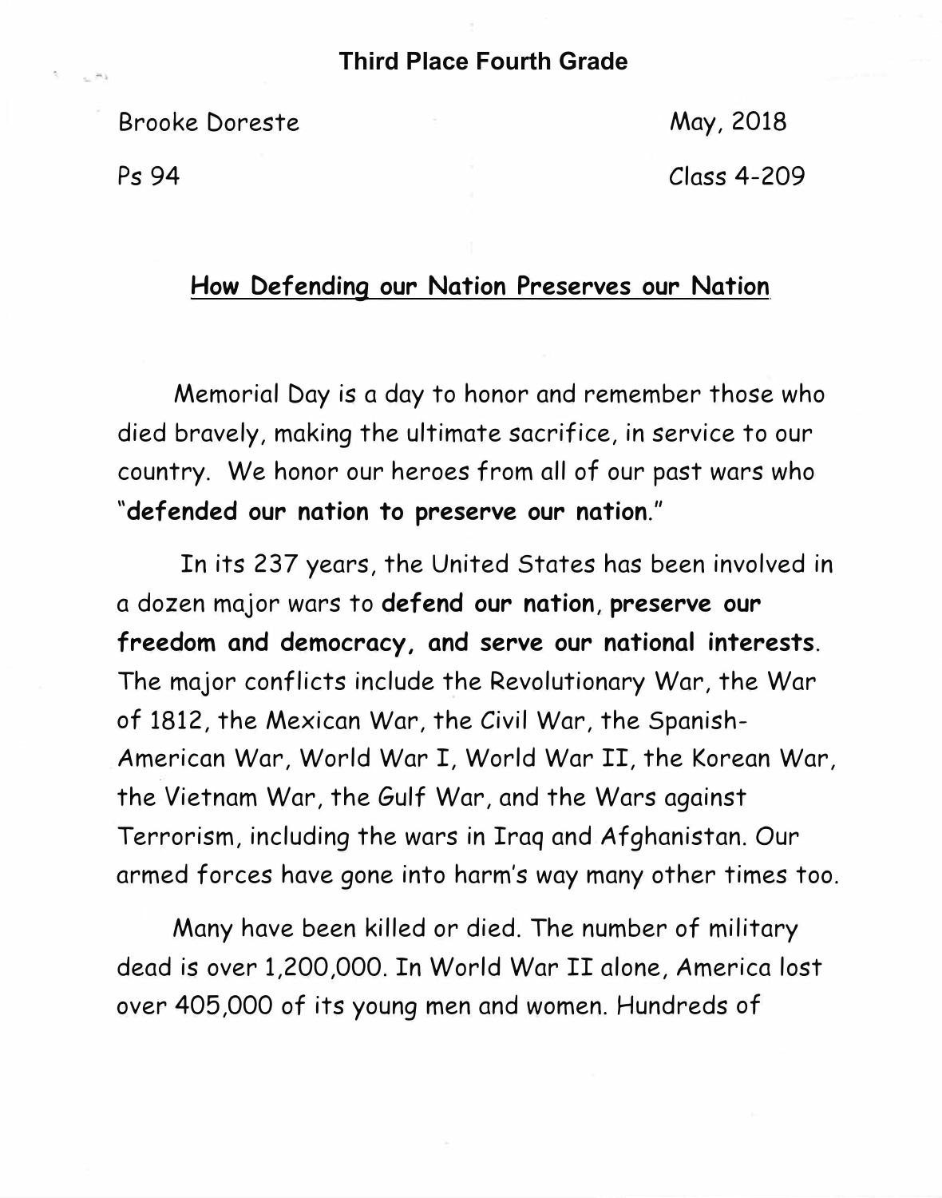**Third Place Fourth Grade**

Brooke Doreste

May, 2018

Ps 94

Class 4-209

## How Defending our Nation Preserves our Nation

Memorial Day is a day to honor and remember those who died bravely, making the ultimate sacrifice, in service to our country. We honor our heroes from all of our past wars who "**defended our nation to preserve our nation**."

In its 237 years, the United States has been involved in a dozen major wars to **defend our nation**, **preserve our freedom and democracy, and serve our national interests**. The major conflicts include the Revolutionary War, the War of 1812, the Mexican War, the Civil War, the Spanish-American War, World War I, World War II, the Korean War, the Vietnam War, the Gulf War, and the Wars against Terrorism, including the wars in Iraq and Afghanistan. Our armed forces have gone into harm's way many other times too.

Many have been killed or died. The number of military dead is over 1,200,000. In World War II alone, America lost over 405,000 of its young men and women. Hundreds of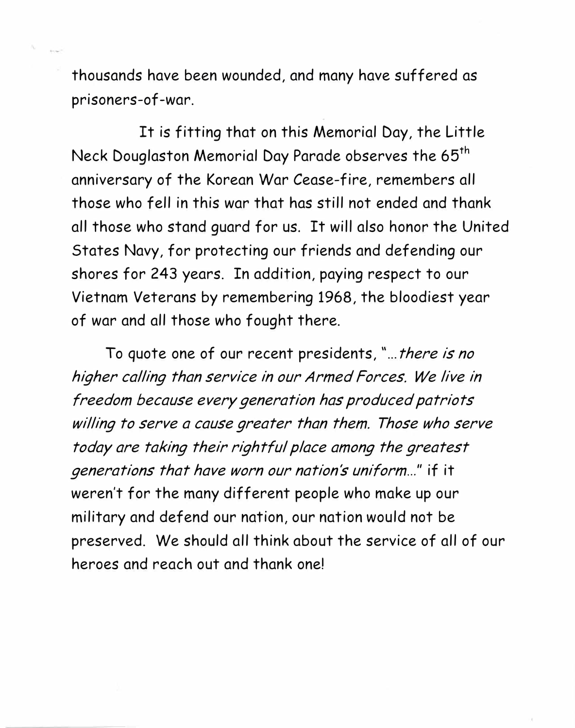thousands have been wounded, and many have suffered as prisoners-of-war.

It is fitting that on this Memorial Day, the Little Neck Douglaston Memorial Day Parade observes the 65th anniversary of the Korean War Cease-fire, remembers all those who fell in this war that has still not ended and thank all those who stand guard for us. It will also honor the United States Navy, for protecting our friends and defending our shores for 243 years. In addition, paying respect to our Vietnam Veterans by remembering 1968, the bloodiest year of war and all those who fought there.

To quote one of our recent presidents, "*...there is no higher calling than service in our Armed Forces. We live in freedom because every generation has produced patriots willing to serve a cause greater than them. Those who serve today are taking their rightful place among the greatest generations that have worn our nation's uniform...*" if it weren't for the many different people who make up our military and defend our nation, our nation would not be preserved. We should all think about the service of all of our heroes and reach out and thank one!